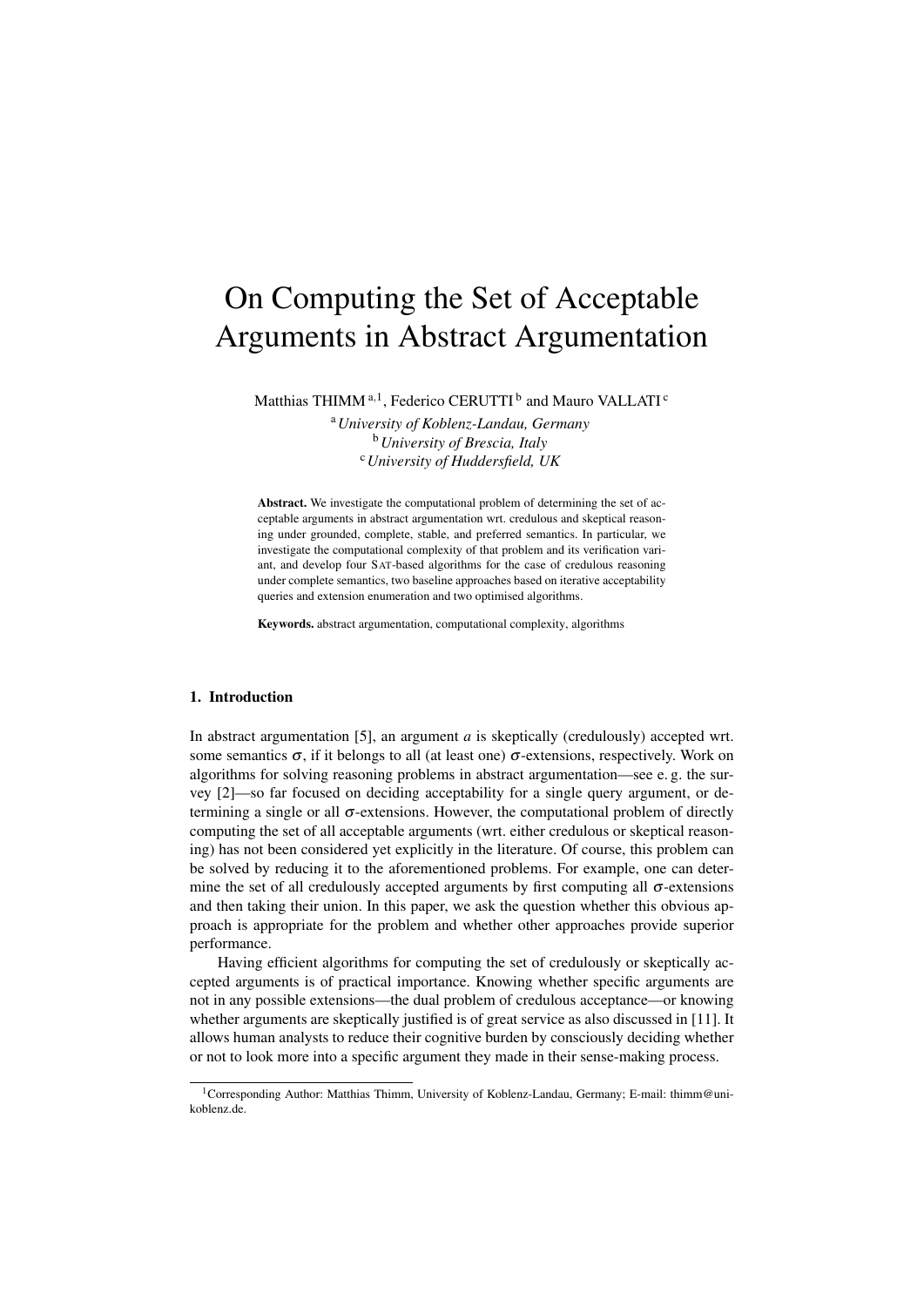# On Computing the Set of Acceptable Arguments in Abstract Argumentation

Matthias THIMM [a,1], Federico CERUTTI [b] and Mauro VALLATI [c]

[a] *University of Koblenz-Landau, Germany*
[b] *University of Brescia, Italy*
[c] *University of Huddersfield, UK*

**Abstract.** We investigate the computational problem of determining the set of acceptable arguments in abstract argumentation wrt. credulous and skeptical reasoning under grounded, complete, stable, and preferred semantics. In particular, we investigate the computational complexity of that problem and its verification variant, and develop four SAT-based algorithms for the case of credulous reasoning under complete semantics, two baseline approaches based on iterative acceptability queries and extension enumeration and two optimised algorithms.

**Keywords.** abstract argumentation, computational complexity, algorithms

## 1. Introduction

In abstract argumentation [5], an argument *a* is skeptically (credulously) accepted wrt. some semantics $\sigma$, if it belongs to all (at least one) $\sigma$-extensions, respectively. Work on algorithms for solving reasoning problems in abstract argumentation—see e. g. the survey [2]—so far focused on deciding acceptability for a single query argument, or determining a single or all $\sigma$-extensions. However, the computational problem of directly computing the set of all acceptable arguments (wrt. either credulous or skeptical reasoning) has not been considered yet explicitly in the literature. Of course, this problem can be solved by reducing it to the aforementioned problems. For example, one can determine the set of all credulously accepted arguments by first computing all $\sigma$-extensions and then taking their union. In this paper, we ask the question whether this obvious approach is appropriate for the problem and whether other approaches provide superior performance.

Having efficient algorithms for computing the set of credulously or skeptically accepted arguments is of practical importance. Knowing whether specific arguments are not in any possible extensions—the dual problem of credulous acceptance—or knowing whether arguments are skeptically justified is of great service as also discussed in [11]. It allows human analysts to reduce their cognitive burden by consciously deciding whether or not to look more into a specific argument they made in their sense-making process.

[1] Corresponding Author: Matthias Thimm, University of Koblenz-Landau, Germany; E-mail: thimm@uni-koblenz.de.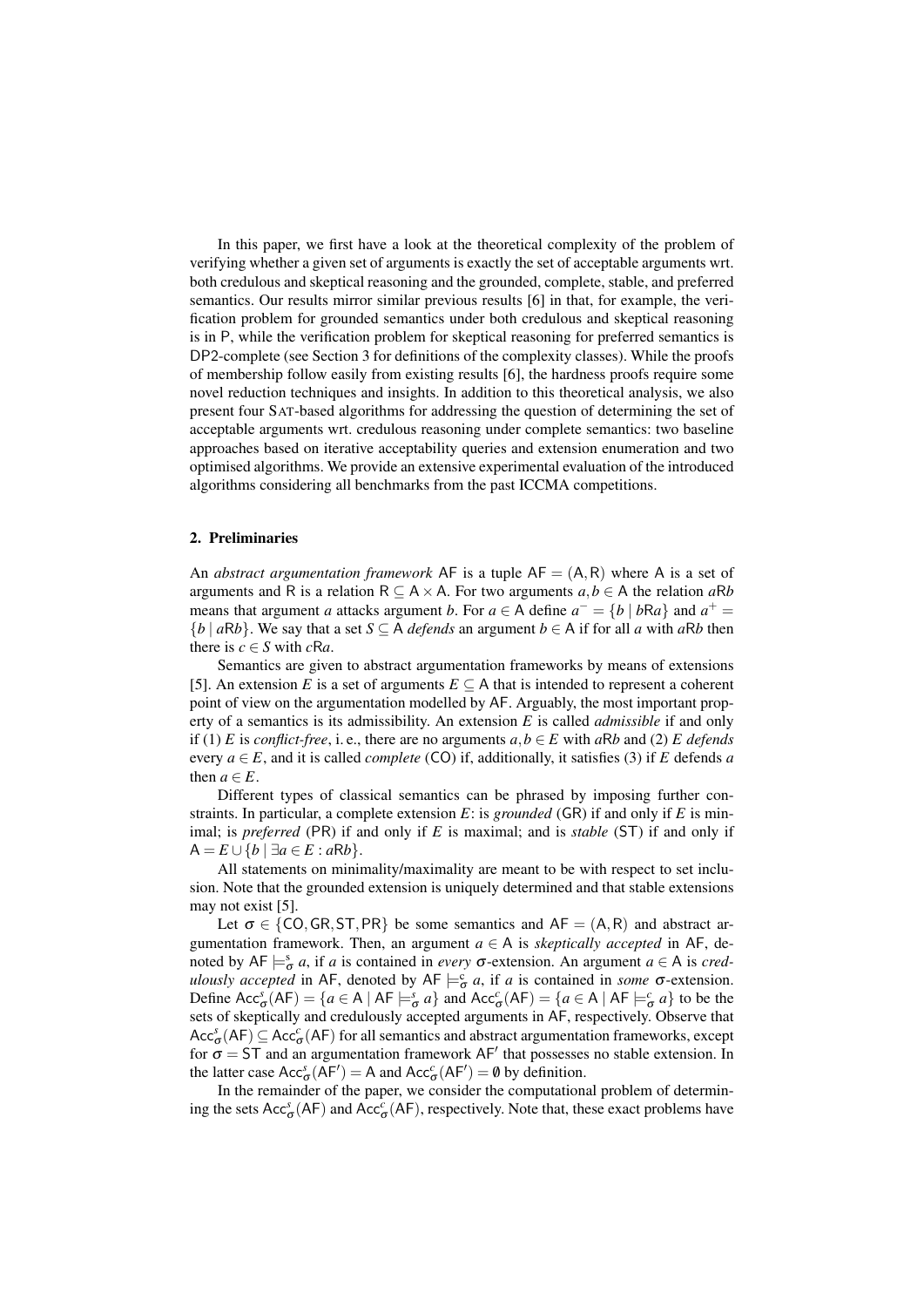In this paper, we first have a look at the theoretical complexity of the problem of verifying whether a given set of arguments is exactly the set of acceptable arguments wrt. both credulous and skeptical reasoning and the grounded, complete, stable, and preferred semantics. Our results mirror similar previous results [6] in that, for example, the verification problem for grounded semantics under both credulous and skeptical reasoning is in P, while the verification problem for skeptical reasoning for preferred semantics is DP2-complete (see Section 3 for definitions of the complexity classes). While the proofs of membership follow easily from existing results [6], the hardness proofs require some novel reduction techniques and insights. In addition to this theoretical analysis, we also present four SAT-based algorithms for addressing the question of determining the set of acceptable arguments wrt. credulous reasoning under complete semantics: two baseline approaches based on iterative acceptability queries and extension enumeration and two optimised algorithms. We provide an extensive experimental evaluation of the introduced algorithms considering all benchmarks from the past ICCMA competitions.

## 2. Preliminaries

An *abstract argumentation framework* $\mathsf{AF}$ is a tuple $\mathsf{AF} = (\mathsf{A}, \mathsf{R})$ where $\mathsf{A}$ is a set of arguments and $\mathsf{R}$ is a relation $\mathsf{R} \subseteq \mathsf{A} \times \mathsf{A}$. For two arguments $a, b \in \mathsf{A}$ the relation $a\mathsf{R}b$ means that argument $a$ attacks argument $b$. For $a \in \mathsf{A}$ define $a^- = \{b \mid b\mathsf{R}a\}$ and $a^+ = \{b \mid a\mathsf{R}b\}$. We say that a set $S \subseteq \mathsf{A}$ *defends* an argument $b \in \mathsf{A}$ if for all $a$ with $a\mathsf{R}b$ then there is $c \in S$ with $c\mathsf{R}a$.

Semantics are given to abstract argumentation frameworks by means of extensions [5]. An extension $E$ is a set of arguments $E \subseteq \mathsf{A}$ that is intended to represent a coherent point of view on the argumentation modelled by $\mathsf{AF}$. Arguably, the most important property of a semantics is its admissibility. An extension $E$ is called *admissible* if and only if (1) $E$ is *conflict-free*, i. e., there are no arguments $a, b \in E$ with $a\mathsf{R}b$ and (2) $E$ *defends* every $a \in E$, and it is called *complete* (CO) if, additionally, it satisfies (3) if $E$ defends $a$ then $a \in E$.

Different types of classical semantics can be phrased by imposing further constraints. In particular, a complete extension $E$: is *grounded* (GR) if and only if $E$ is minimal; is *preferred* (PR) if and only if $E$ is maximal; and is *stable* (ST) if and only if $\mathsf{A} = E \cup \{b \mid \exists a \in E : a\mathsf{R}b\}$.

All statements on minimality/maximality are meant to be with respect to set inclusion. Note that the grounded extension is uniquely determined and that stable extensions may not exist [5].

Let $\sigma \in \{\mathsf{CO}, \mathsf{GR}, \mathsf{ST}, \mathsf{PR}\}$ be some semantics and $\mathsf{AF} = (\mathsf{A}, \mathsf{R})$ and abstract argumentation framework. Then, an argument $a \in \mathsf{A}$ is *skeptically accepted* in $\mathsf{AF}$, denoted by $\mathsf{AF} \models^s_\sigma a$, if $a$ is contained in *every* $\sigma$-extension. An argument $a \in \mathsf{A}$ is *credulously accepted* in $\mathsf{AF}$, denoted by $\mathsf{AF} \models^c_\sigma a$, if $a$ is contained in *some* $\sigma$-extension. Define $\mathsf{Acc}^s_\sigma(\mathsf{AF}) = \{a \in \mathsf{A} \mid \mathsf{AF} \models^s_\sigma a\}$ and $\mathsf{Acc}^c_\sigma(\mathsf{AF}) = \{a \in \mathsf{A} \mid \mathsf{AF} \models^c_\sigma a\}$ to be the sets of skeptically and credulously accepted arguments in $\mathsf{AF}$, respectively. Observe that $\mathsf{Acc}^s_\sigma(\mathsf{AF}) \subseteq \mathsf{Acc}^c_\sigma(\mathsf{AF})$ for all semantics and abstract argumentation frameworks, except for $\sigma = \mathsf{ST}$ and an argumentation framework $\mathsf{AF}'$ that possesses no stable extension. In the latter case $\mathsf{Acc}^s_\sigma(\mathsf{AF}') = \mathsf{A}$ and $\mathsf{Acc}^c_\sigma(\mathsf{AF}') = \emptyset$ by definition.

In the remainder of the paper, we consider the computational problem of determining the sets $\mathsf{Acc}^s_\sigma(\mathsf{AF})$ and $\mathsf{Acc}^c_\sigma(\mathsf{AF})$, respectively. Note that, these exact problems have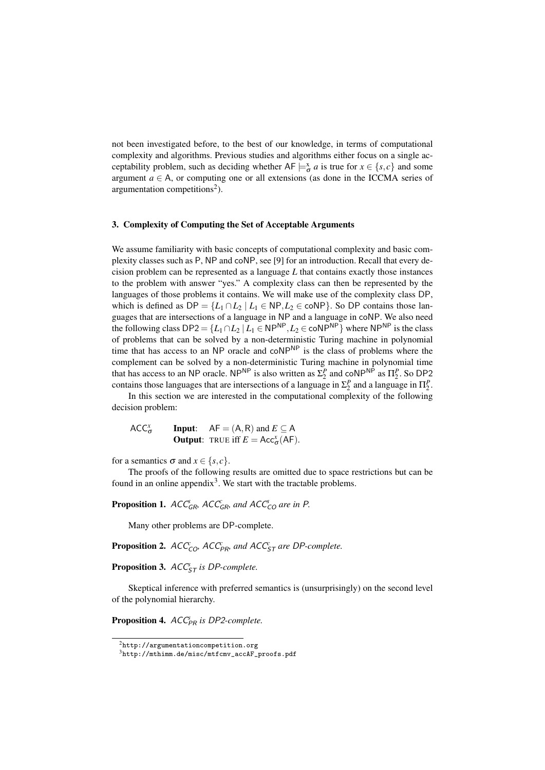not been investigated before, to the best of our knowledge, in terms of computational complexity and algorithms. Previous studies and algorithms either focus on a single acceptability problem, such as deciding whether $\mathsf{AF} \models^x_\sigma a$ is true for $x \in \{s,c\}$ and some argument $a \in \mathsf{A}$, or computing one or all extensions (as done in the ICCMA series of argumentation competitions[2]).

## 3. Complexity of Computing the Set of Acceptable Arguments

We assume familiarity with basic concepts of computational complexity and basic complexity classes such as P, NP and coNP, see [9] for an introduction. Recall that every decision problem can be represented as a language $L$ that contains exactly those instances to the problem with answer "yes." A complexity class can then be represented by the languages of those problems it contains. We will make use of the complexity class DP, which is defined as $\mathsf{DP} = \{L_1 \cap L_2 \mid L_1 \in \mathsf{NP}, L_2 \in \mathsf{coNP}\}$. So DP contains those languages that are intersections of a language in NP and a language in coNP. We also need the following class $\mathsf{DP2} = \{L_1 \cap L_2 \mid L_1 \in \mathsf{NP}^{\mathsf{NP}}, L_2 \in \mathsf{coNP}^{\mathsf{NP}}\}$ where $\mathsf{NP}^{\mathsf{NP}}$ is the class of problems that can be solved by a non-deterministic Turing machine in polynomial time that has access to an NP oracle and $\mathsf{coNP}^{\mathsf{NP}}$ is the class of problems where the complement can be solved by a non-deterministic Turing machine in polynomial time that has access to an NP oracle. $\mathsf{NP}^{\mathsf{NP}}$ is also written as $\Sigma^P_2$ and $\mathsf{coNP}^{\mathsf{NP}}$ as $\Pi^P_2$. So DP2 contains those languages that are intersections of a language in $\Sigma^P_2$ and a language in $\Pi^P_2$.

In this section we are interested in the computational complexity of the following decision problem:

$\mathsf{ACC}^x_\sigma$ **Input**: $\mathsf{AF} = (\mathsf{A}, \mathsf{R})$ and $E \subseteq \mathsf{A}$
**Output**: TRUE iff $E = \mathsf{Acc}^x_\sigma(\mathsf{AF})$.

for a semantics $\sigma$ and $x \in \{s,c\}$.

The proofs of the following results are omitted due to space restrictions but can be found in an online appendix[3]. We start with the tractable problems.

**Proposition 1.** *$ACC^s_{GR}$, $ACC^c_{GR}$, and $ACC^s_{CO}$ are in P.*

Many other problems are DP-complete.

**Proposition 2.** *$ACC^c_{CO}$, $ACC^c_{PR}$, and $ACC^c_{ST}$ are DP-complete.*

**Proposition 3.** *$ACC^s_{ST}$ is DP-complete.*

Skeptical inference with preferred semantics is (unsurprisingly) on the second level of the polynomial hierarchy.

**Proposition 4.** *$ACC^s_{PR}$ is DP2-complete.*

[2] http://argumentationcompetition.org

[3] http://mthimm.de/misc/mtfcmv_accAF_proofs.pdf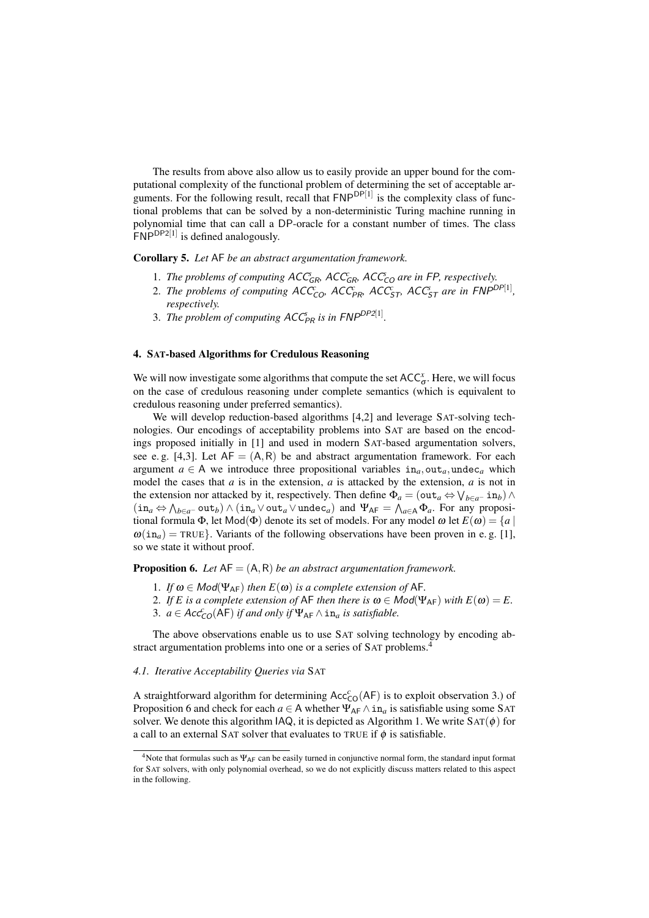The results from above also allow us to easily provide an upper bound for the computational complexity of the functional problem of determining the set of acceptable arguments. For the following result, recall that $\mathsf{FNP}^{\mathsf{DP}[1]}$ is the complexity class of functional problems that can be solved by a non-deterministic Turing machine running in polynomial time that can call a DP-oracle for a constant number of times. The class $\mathsf{FNP}^{\mathsf{DP2}[1]}$ is defined analogously.

**Corollary 5.** *Let* AF *be an abstract argumentation framework.*

1. *The problems of computing $ACC^{s}_{GR}$, $ACC^{c}_{GR}$, $ACC^{s}_{CO}$ are in FP, respectively.*
2. *The problems of computing $ACC^{c}_{CO}$, $ACC^{c}_{PR}$, $ACC^{c}_{ST}$, $ACC^{s}_{ST}$ are in $FNP^{DP[1]}$, respectively.*
3. *The problem of computing $ACC^{s}_{PR}$ is in $FNP^{DP2[1]}$.*

## 4. SAT-based Algorithms for Credulous Reasoning

We will now investigate some algorithms that compute the set $\mathsf{ACC}^{x}_{\sigma}$. Here, we will focus on the case of credulous reasoning under complete semantics (which is equivalent to credulous reasoning under preferred semantics).

We will develop reduction-based algorithms [4,2] and leverage SAT-solving technologies. Our encodings of acceptability problems into SAT are based on the encodings proposed initially in [1] and used in modern SAT-based argumentation solvers, see e. g. [4,3]. Let $\mathsf{AF} = (\mathsf{A}, \mathsf{R})$ be and abstract argumentation framework. For each argument $a \in \mathsf{A}$ we introduce three propositional variables $\mathtt{in}_a, \mathtt{out}_a, \mathtt{undec}_a$ which model the cases that $a$ is in the extension, $a$ is attacked by the extension, $a$ is not in the extension nor attacked by it, respectively. Then define $\Phi_a = (\mathtt{out}_a \Leftrightarrow \bigvee_{b \in a^-} \mathtt{in}_b) \wedge (\mathtt{in}_a \Leftrightarrow \bigwedge_{b \in a^-} \mathtt{out}_b) \wedge (\mathtt{in}_a \vee \mathtt{out}_a \vee \mathtt{undec}_a)$ and $\Psi_{\mathsf{AF}} = \bigwedge_{a \in \mathsf{A}} \Phi_a$. For any propositional formula $\Phi$, let $\mathsf{Mod}(\Phi)$ denote its set of models. For any model $\omega$ let $E(\omega) = \{a \mid \omega(\mathtt{in}_a) = \text{TRUE}\}$. Variants of the following observations have been proven in e. g. [1], so we state it without proof.

**Proposition 6.** *Let $\mathsf{AF} = (\mathsf{A}, \mathsf{R})$ be an abstract argumentation framework.*

1. *If $\omega \in Mod(\Psi_{\mathsf{AF}})$ then $E(\omega)$ is a complete extension of* AF.
2. *If $E$ is a complete extension of* AF *then there is $\omega \in Mod(\Psi_{\mathsf{AF}})$ with $E(\omega) = E$.*
3. *$a \in Acc^{c}_{CO}(\mathsf{AF})$ if and only if $\Psi_{\mathsf{AF}} \wedge \mathtt{in}_a$ is satisfiable.*

The above observations enable us to use SAT solving technology by encoding abstract argumentation problems into one or a series of SAT problems.[4]

### 4.1. Iterative Acceptability Queries via SAT

A straightforward algorithm for determining $\mathsf{Acc}^{c}_{\mathsf{CO}}(\mathsf{AF})$ is to exploit observation 3.) of Proposition 6 and check for each $a \in \mathsf{A}$ whether $\Psi_{\mathsf{AF}} \wedge \mathtt{in}_a$ is satisfiable using some SAT solver. We denote this algorithm IAQ, it is depicted as Algorithm 1. We write $\text{SAT}(\phi)$ for a call to an external SAT solver that evaluates to TRUE if $\phi$ is satisfiable.

[4]Note that formulas such as $\Psi_{\mathsf{AF}}$ can be easily turned in conjunctive normal form, the standard input format for SAT solvers, with only polynomial overhead, so we do not explicitly discuss matters related to this aspect in the following.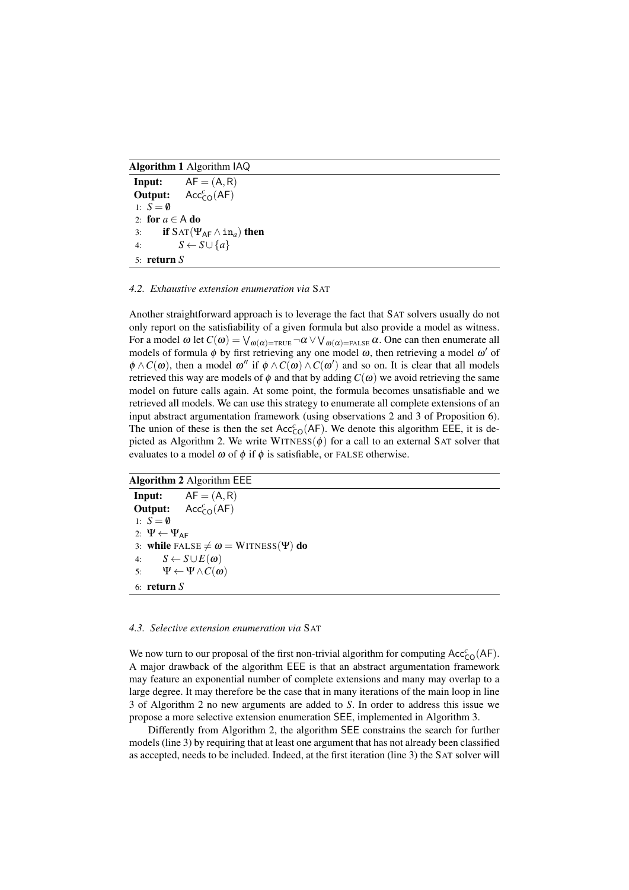**Algorithm 1** Algorithm IAQ

**Input:** $\mathsf{AF} = (\mathsf{A}, \mathsf{R})$
**Output:** $\mathsf{Acc}^c_{\mathsf{CO}}(\mathsf{AF})$

```
1: S = ∅
2: for a ∈ A do
3:     if SAT(Ψ_AF ∧ in_a) then
4:         S ← S ∪ {a}
5: return S
```

### 4.2. Exhaustive extension enumeration via SAT

Another straightforward approach is to leverage the fact that SAT solvers usually do not only report on the satisfiability of a given formula but also provide a model as witness. For a model $\omega$ let $C(\omega) = \bigvee_{\omega(\alpha)=\text{TRUE}} \neg\alpha \vee \bigvee_{\omega(\alpha)=\text{FALSE}} \alpha$. One can then enumerate all models of formula $\phi$ by first retrieving any one model $\omega$, then retrieving a model $\omega'$ of $\phi \wedge C(\omega)$, then a model $\omega''$ if $\phi \wedge C(\omega) \wedge C(\omega')$ and so on. It is clear that all models retrieved this way are models of $\phi$ and that by adding $C(\omega)$ we avoid retrieving the same model on future calls again. At some point, the formula becomes unsatisfiable and we retrieved all models. We can use this strategy to enumerate all complete extensions of an input abstract argumentation framework (using observations 2 and 3 of Proposition 6). The union of these is then the set $\mathsf{Acc}^c_{\mathsf{CO}}(\mathsf{AF})$. We denote this algorithm EEE, it is depicted as Algorithm 2. We write WITNESS($\phi$) for a call to an external SAT solver that evaluates to a model $\omega$ of $\phi$ if $\phi$ is satisfiable, or FALSE otherwise.

**Algorithm 2** Algorithm EEE

**Input:** $\mathsf{AF} = (\mathsf{A}, \mathsf{R})$
**Output:** $\mathsf{Acc}^c_{\mathsf{CO}}(\mathsf{AF})$

```
1: S = ∅
2: Ψ ← Ψ_AF
3: while FALSE ≠ ω = WITNESS(Ψ) do
4:     S ← S ∪ E(ω)
5:     Ψ ← Ψ ∧ C(ω)
6: return S
```

### 4.3. Selective extension enumeration via SAT

We now turn to our proposal of the first non-trivial algorithm for computing $\mathsf{Acc}^c_{\mathsf{CO}}(\mathsf{AF})$. A major drawback of the algorithm EEE is that an abstract argumentation framework may feature an exponential number of complete extensions and many may overlap to a large degree. It may therefore be the case that in many iterations of the main loop in line 3 of Algorithm 2 no new arguments are added to $S$. In order to address this issue we propose a more selective extension enumeration SEE, implemented in Algorithm 3.

Differently from Algorithm 2, the algorithm SEE constrains the search for further models (line 3) by requiring that at least one argument that has not already been classified as accepted, needs to be included. Indeed, at the first iteration (line 3) the SAT solver will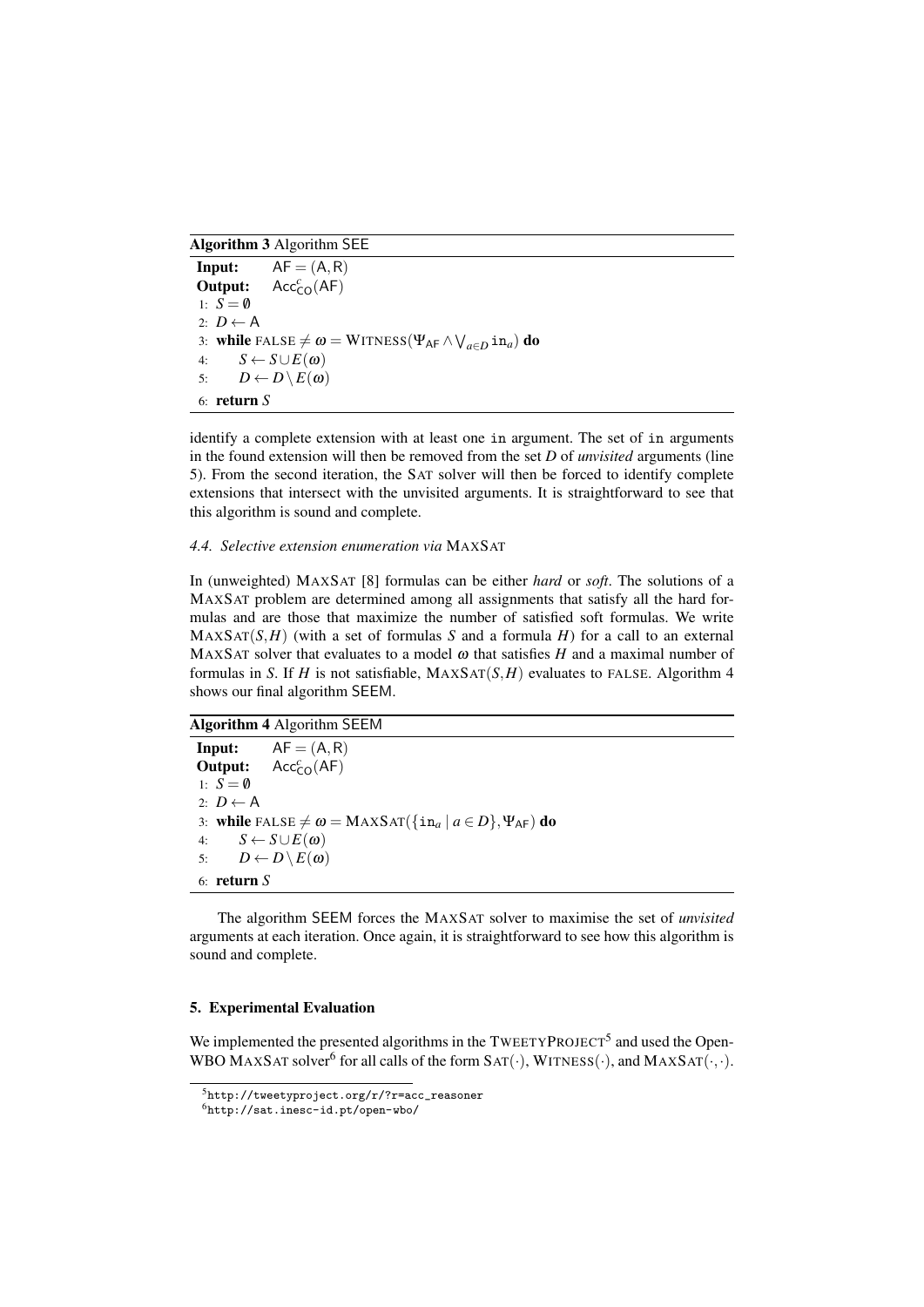**Algorithm 3** Algorithm SEE

```
Input:   AF = (A, R)
Output:  Acc^c_CO(AF)
1: S = ∅
2: D ← A
3: while FALSE ≠ ω = WITNESS(Ψ_AF ∧ ⋁_{a∈D} in_a) do
4:     S ← S ∪ E(ω)
5:     D ← D \ E(ω)
6: return S
```

identify a complete extension with at least one in argument. The set of in arguments in the found extension will then be removed from the set $D$ of *unvisited* arguments (line 5). From the second iteration, the SAT solver will then be forced to identify complete extensions that intersect with the unvisited arguments. It is straightforward to see that this algorithm is sound and complete.

### 4.4. Selective extension enumeration via MAXSAT

In (unweighted) MAXSAT [8] formulas can be either *hard* or *soft*. The solutions of a MAXSAT problem are determined among all assignments that satisfy all the hard formulas and are those that maximize the number of satisfied soft formulas. We write $\text{MAXSAT}(S,H)$ (with a set of formulas $S$ and a formula $H$) for a call to an external MAXSAT solver that evaluates to a model $\omega$ that satisfies $H$ and a maximal number of formulas in $S$. If $H$ is not satisfiable, $\text{MAXSAT}(S,H)$ evaluates to FALSE. Algorithm 4 shows our final algorithm SEEM.

**Algorithm 4** Algorithm SEEM

```
Input:   AF = (A, R)
Output:  Acc^c_CO(AF)
1: S = ∅
2: D ← A
3: while FALSE ≠ ω = MAXSAT({in_a | a ∈ D}, Ψ_AF) do
4:     S ← S ∪ E(ω)
5:     D ← D \ E(ω)
6: return S
```

The algorithm SEEM forces the MAXSAT solver to maximise the set of *unvisited* arguments at each iteration. Once again, it is straightforward to see how this algorithm is sound and complete.

## 5. Experimental Evaluation

We implemented the presented algorithms in the TWEETYPROJECT[5] and used the Open-WBO MAXSAT solver[6] for all calls of the form $\text{SAT}(\cdot)$, $\text{WITNESS}(\cdot)$, and $\text{MAXSAT}(\cdot,\cdot)$.

[5] http://tweetyproject.org/r/?r=acc_reasoner

[6] http://sat.inesc-id.pt/open-wbo/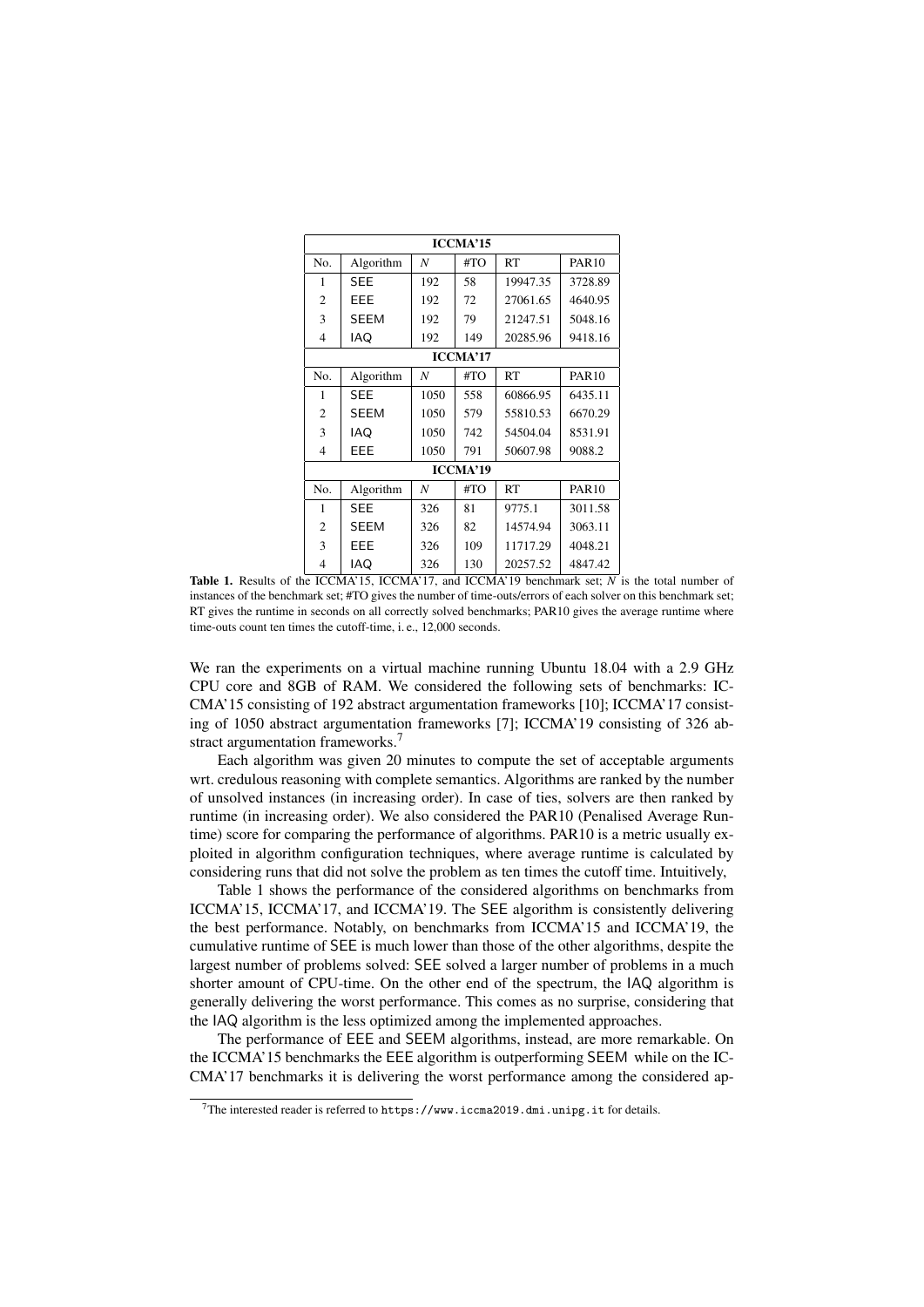| ICCMA'15 | | | | | |
|---|---|---|---|---|---|
| No. | Algorithm | $N$ | #TO | RT | PAR10 |
| 1 | SEE | 192 | 58 | 19947.35 | 3728.89 |
| 2 | EEE | 192 | 72 | 27061.65 | 4640.95 |
| 3 | SEEM | 192 | 79 | 21247.51 | 5048.16 |
| 4 | IAQ | 192 | 149 | 20285.96 | 9418.16 |
| **ICCMA'17** | | | | | |
| No. | Algorithm | $N$ | #TO | RT | PAR10 |
| 1 | SEE | 1050 | 558 | 60866.95 | 6435.11 |
| 2 | SEEM | 1050 | 579 | 55810.53 | 6670.29 |
| 3 | IAQ | 1050 | 742 | 54504.04 | 8531.91 |
| 4 | EEE | 1050 | 791 | 50607.98 | 9088.2 |
| **ICCMA'19** | | | | | |
| No. | Algorithm | $N$ | #TO | RT | PAR10 |
| 1 | SEE | 326 | 81 | 9775.1 | 3011.58 |
| 2 | SEEM | 326 | 82 | 14574.94 | 3063.11 |
| 3 | EEE | 326 | 109 | 11717.29 | 4048.21 |
| 4 | IAQ | 326 | 130 | 20257.52 | 4847.42 |

**Table 1.** Results of the ICCMA'15, ICCMA'17, and ICCMA'19 benchmark set; $N$ is the total number of instances of the benchmark set; #TO gives the number of time-outs/errors of each solver on this benchmark set; RT gives the runtime in seconds on all correctly solved benchmarks; PAR10 gives the average runtime where time-outs count ten times the cutoff-time, i. e., 12,000 seconds.

We ran the experiments on a virtual machine running Ubuntu 18.04 with a 2.9 GHz CPU core and 8GB of RAM. We considered the following sets of benchmarks: ICCMA'15 consisting of 192 abstract argumentation frameworks [10]; ICCMA'17 consisting of 1050 abstract argumentation frameworks [7]; ICCMA'19 consisting of 326 abstract argumentation frameworks.[7]

Each algorithm was given 20 minutes to compute the set of acceptable arguments wrt. credulous reasoning with complete semantics. Algorithms are ranked by the number of unsolved instances (in increasing order). In case of ties, solvers are then ranked by runtime (in increasing order). We also considered the PAR10 (Penalised Average Runtime) score for comparing the performance of algorithms. PAR10 is a metric usually exploited in algorithm configuration techniques, where average runtime is calculated by considering runs that did not solve the problem as ten times the cutoff time. Intuitively,

Table 1 shows the performance of the considered algorithms on benchmarks from ICCMA'15, ICCMA'17, and ICCMA'19. The SEE algorithm is consistently delivering the best performance. Notably, on benchmarks from ICCMA'15 and ICCMA'19, the cumulative runtime of SEE is much lower than those of the other algorithms, despite the largest number of problems solved: SEE solved a larger number of problems in a much shorter amount of CPU-time. On the other end of the spectrum, the IAQ algorithm is generally delivering the worst performance. This comes as no surprise, considering that the IAQ algorithm is the less optimized among the implemented approaches.

The performance of EEE and SEEM algorithms, instead, are more remarkable. On the ICCMA'15 benchmarks the EEE algorithm is outperforming SEEM while on the ICCMA'17 benchmarks it is delivering the worst performance among the considered ap-

[7] The interested reader is referred to `https://www.iccma2019.dmi.unipg.it` for details.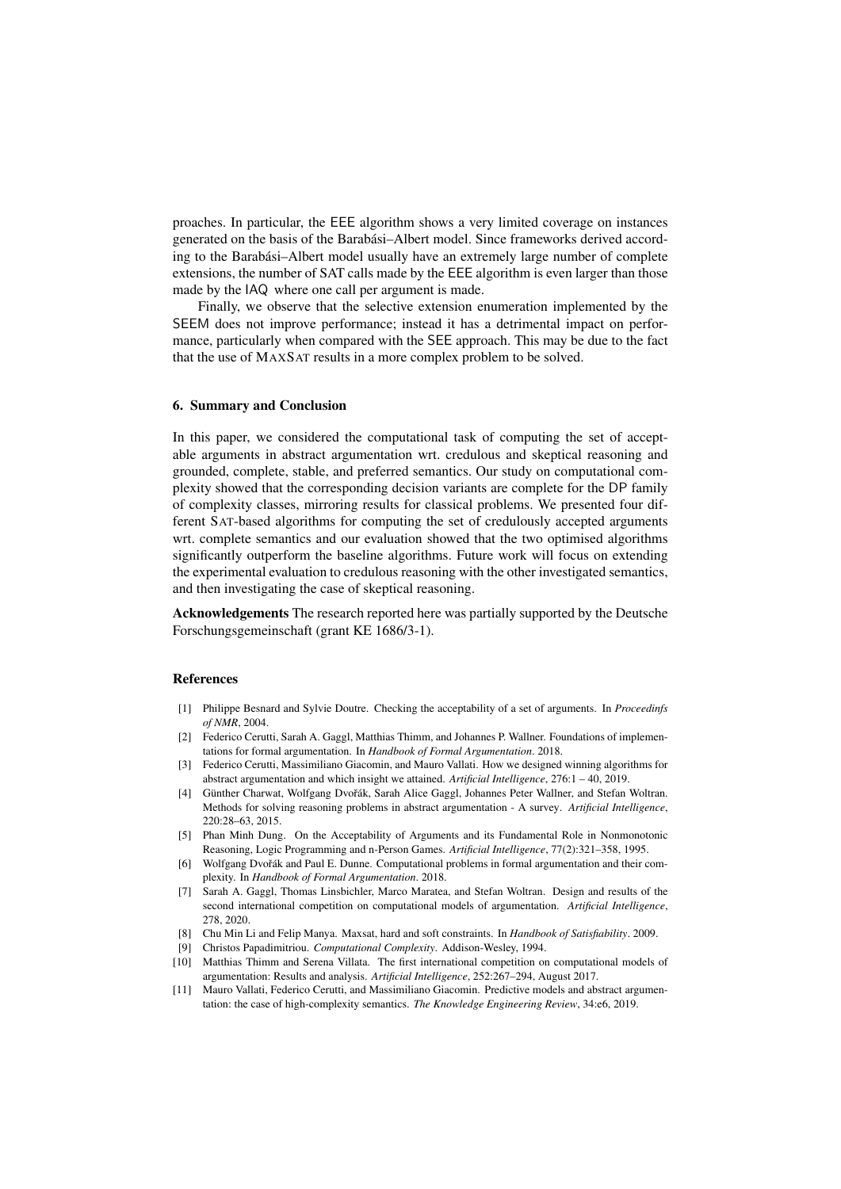proaches. In particular, the EEE algorithm shows a very limited coverage on instances generated on the basis of the Barabási–Albert model. Since frameworks derived according to the Barabási–Albert model usually have an extremely large number of complete extensions, the number of SAT calls made by the EEE algorithm is even larger than those made by the IAQ where one call per argument is made.

Finally, we observe that the selective extension enumeration implemented by the SEEM does not improve performance; instead it has a detrimental impact on performance, particularly when compared with the SEE approach. This may be due to the fact that the use of MAXSAT results in a more complex problem to be solved.

### 6. Summary and Conclusion

In this paper, we considered the computational task of computing the set of acceptable arguments in abstract argumentation wrt. credulous and skeptical reasoning and grounded, complete, stable, and preferred semantics. Our study on computational complexity showed that the corresponding decision variants are complete for the DP family of complexity classes, mirroring results for classical problems. We presented four different SAT-based algorithms for computing the set of credulously accepted arguments wrt. complete semantics and our evaluation showed that the two optimised algorithms significantly outperform the baseline algorithms. Future work will focus on extending the experimental evaluation to credulous reasoning with the other investigated semantics, and then investigating the case of skeptical reasoning.

**Acknowledgements** The research reported here was partially supported by the Deutsche Forschungsgemeinschaft (grant KE 1686/3-1).

### References

[1] Philippe Besnard and Sylvie Doutre. Checking the acceptability of a set of arguments. In *Proceedinfs of NMR*, 2004.

[2] Federico Cerutti, Sarah A. Gaggl, Matthias Thimm, and Johannes P. Wallner. Foundations of implementations for formal argumentation. In *Handbook of Formal Argumentation*. 2018.

[3] Federico Cerutti, Massimiliano Giacomin, and Mauro Vallati. How we designed winning algorithms for abstract argumentation and which insight we attained. *Artificial Intelligence*, 276:1 – 40, 2019.

[4] Günther Charwat, Wolfgang Dvořák, Sarah Alice Gaggl, Johannes Peter Wallner, and Stefan Woltran. Methods for solving reasoning problems in abstract argumentation - A survey. *Artificial Intelligence*, 220:28–63, 2015.

[5] Phan Minh Dung. On the Acceptability of Arguments and its Fundamental Role in Nonmonotonic Reasoning, Logic Programming and n-Person Games. *Artificial Intelligence*, 77(2):321–358, 1995.

[6] Wolfgang Dvořák and Paul E. Dunne. Computational problems in formal argumentation and their complexity. In *Handbook of Formal Argumentation*. 2018.

[7] Sarah A. Gaggl, Thomas Linsbichler, Marco Maratea, and Stefan Woltran. Design and results of the second international competition on computational models of argumentation. *Artificial Intelligence*, 278, 2020.

[8] Chu Min Li and Felip Manya. Maxsat, hard and soft constraints. In *Handbook of Satisfiability*. 2009.

[9] Christos Papadimitriou. *Computational Complexity*. Addison-Wesley, 1994.

[10] Matthias Thimm and Serena Villata. The first international competition on computational models of argumentation: Results and analysis. *Artificial Intelligence*, 252:267–294, August 2017.

[11] Mauro Vallati, Federico Cerutti, and Massimiliano Giacomin. Predictive models and abstract argumentation: the case of high-complexity semantics. *The Knowledge Engineering Review*, 34:e6, 2019.